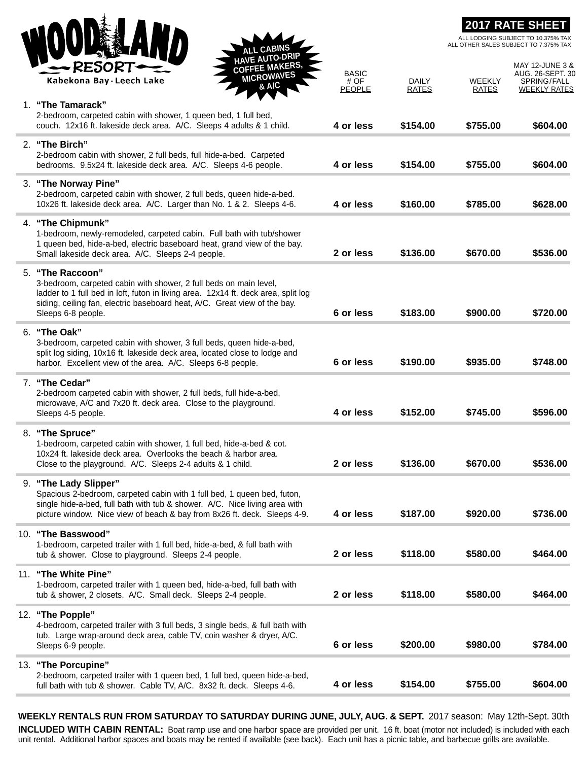# WOODLAND RESORT

Kabekona Bay · Leech Lake

ALL CABINS HAVE AUTO-DRIP COFFEE MAKERS, MICROWAVES & A/C

## 2017 RATE SHEET

ALL LODGING SUBJECT TO 10.375% TAX
ALL OTHER SALES SUBJECT TO 7.375% TAX

| Unit | BASIC # OF PEOPLE | DAILY RATES | WEEKLY RATES | MAY 12-JUNE 3 & AUG. 26-SEPT. 30 SPRING/FALL WEEKLY RATES |
|---|---|---|---|---|
| 1. **"The Tamarack"** 2-bedroom, carpeted cabin with shower, 1 queen bed, 1 full bed, couch. 12x16 ft. lakeside deck area. A/C. Sleeps 4 adults & 1 child. | **4 or less** | **$154.00** | **$755.00** | **$604.00** |
| 2. **"The Birch"** 2-bedroom cabin with shower, 2 full beds, full hide-a-bed. Carpeted bedrooms. 9.5x24 ft. lakeside deck area. A/C. Sleeps 4-6 people. | **4 or less** | **$154.00** | **$755.00** | **$604.00** |
| 3. **"The Norway Pine"** 2-bedroom, carpeted cabin with shower, 2 full beds, queen hide-a-bed. 10x26 ft. lakeside deck area. A/C. Larger than No. 1 & 2. Sleeps 4-6. | **4 or less** | **$160.00** | **$785.00** | **$628.00** |
| 4. **"The Chipmunk"** 1-bedroom, newly-remodeled, carpeted cabin. Full bath with tub/shower 1 queen bed, hide-a-bed, electric baseboard heat, grand view of the bay. Small lakeside deck area. A/C. Sleeps 2-4 people. | **2 or less** | **$136.00** | **$670.00** | **$536.00** |
| 5. **"The Raccoon"** 3-bedroom, carpeted cabin with shower, 2 full beds on main level, ladder to 1 full bed in loft, futon in living area. 12x14 ft. deck area, split log siding, ceiling fan, electric baseboard heat, A/C. Great view of the bay. Sleeps 6-8 people. | **6 or less** | **$183.00** | **$900.00** | **$720.00** |
| 6. **"The Oak"** 3-bedroom, carpeted cabin with shower, 3 full beds, queen hide-a-bed, split log siding, 10x16 ft. lakeside deck area, located close to lodge and harbor. Excellent view of the area. A/C. Sleeps 6-8 people. | **6 or less** | **$190.00** | **$935.00** | **$748.00** |
| 7. **"The Cedar"** 2-bedroom carpeted cabin with shower, 2 full beds, full hide-a-bed, microwave, A/C and 7x20 ft. deck area. Close to the playground. Sleeps 4-5 people. | **4 or less** | **$152.00** | **$745.00** | **$596.00** |
| 8. **"The Spruce"** 1-bedroom, carpeted cabin with shower, 1 full bed, hide-a-bed & cot. 10x24 ft. lakeside deck area. Overlooks the beach & harbor area. Close to the playground. A/C. Sleeps 2-4 adults & 1 child. | **2 or less** | **$136.00** | **$670.00** | **$536.00** |
| 9. **"The Lady Slipper"** Spacious 2-bedroom, carpeted cabin with 1 full bed, 1 queen bed, futon, single hide-a-bed, full bath with tub & shower. A/C. Nice living area with picture window. Nice view of beach & bay from 8x26 ft. deck. Sleeps 4-9. | **4 or less** | **$187.00** | **$920.00** | **$736.00** |
| 10. **"The Basswood"** 1-bedroom, carpeted trailer with 1 full bed, hide-a-bed, & full bath with tub & shower. Close to playground. Sleeps 2-4 people. | **2 or less** | **$118.00** | **$580.00** | **$464.00** |
| 11. **"The White Pine"** 1-bedroom, carpeted trailer with 1 queen bed, hide-a-bed, full bath with tub & shower, 2 closets. A/C. Small deck. Sleeps 2-4 people. | **2 or less** | **$118.00** | **$580.00** | **$464.00** |
| 12. **"The Popple"** 4-bedroom, carpeted trailer with 3 full beds, 3 single beds, & full bath with tub. Large wrap-around deck area, cable TV, coin washer & dryer, A/C. Sleeps 6-9 people. | **6 or less** | **$200.00** | **$980.00** | **$784.00** |
| 13. **"The Porcupine"** 2-bedroom, carpeted trailer with 1 queen bed, 1 full bed, queen hide-a-bed, full bath with tub & shower. Cable TV, A/C. 8x32 ft. deck. Sleeps 4-6. | **4 or less** | **$154.00** | **$755.00** | **$604.00** |

**WEEKLY RENTALS RUN FROM SATURDAY TO SATURDAY DURING JUNE, JULY, AUG. & SEPT.** 2017 season: May 12th-Sept. 30th

**INCLUDED WITH CABIN RENTAL:** Boat ramp use and one harbor space are provided per unit. 16 ft. boat (motor not included) is included with each unit rental. Additional harbor spaces and boats may be rented if available (see back). Each unit has a picnic table, and barbecue grills are available.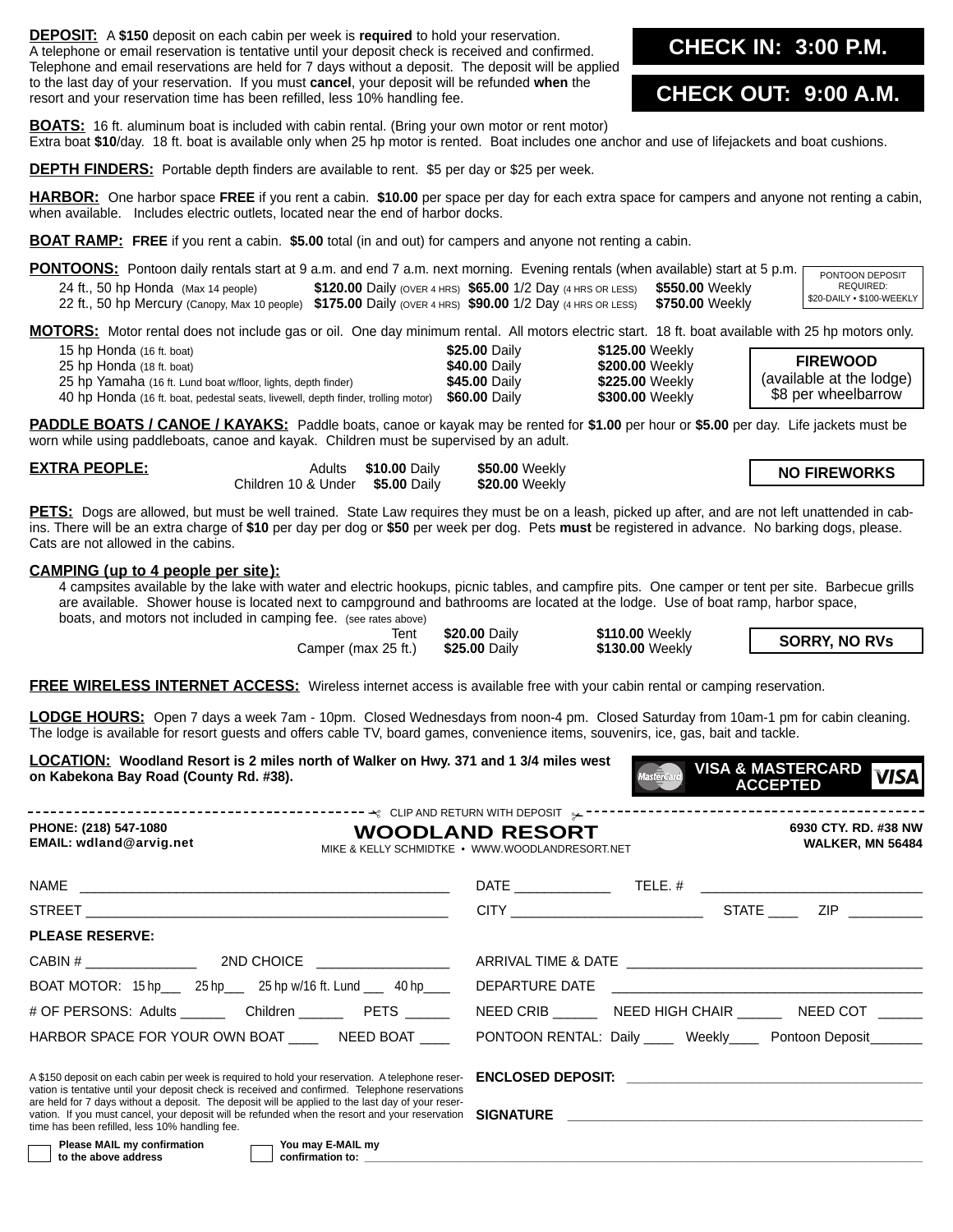**DEPOSIT:** A **$150** deposit on each cabin per week is **required** to hold your reservation. A telephone or email reservation is tentative until your deposit check is received and confirmed. Telephone and email reservations are held for 7 days without a deposit. The deposit will be applied to the last day of your reservation. If you must **cancel**, your deposit will be refunded **when** the resort and your reservation time has been refilled, less 10% handling fee.

**CHECK IN: 3:00 P.M.**

**CHECK OUT: 9:00 A.M.**

**BOATS:** 16 ft. aluminum boat is included with cabin rental. (Bring your own motor or rent motor) Extra boat **$10**/day. 18 ft. boat is available only when 25 hp motor is rented. Boat includes one anchor and use of lifejackets and boat cushions.

**DEPTH FINDERS:** Portable depth finders are available to rent. $5 per day or $25 per week.

**HARBOR:** One harbor space **FREE** if you rent a cabin. **$10.00** per space per day for each extra space for campers and anyone not renting a cabin, when available. Includes electric outlets, located near the end of harbor docks.

**BOAT RAMP:** **FREE** if you rent a cabin. **$5.00** total (in and out) for campers and anyone not renting a cabin.

**PONTOONS:** Pontoon daily rentals start at 9 a.m. and end 7 a.m. next morning. Evening rentals (when available) start at 5 p.m.

| | | | |
|---|---|---|---|
| 24 ft., 50 hp Honda (Max 14 people) | **$120.00** Daily (OVER 4 HRS) | **$65.00** 1/2 Day (4 HRS OR LESS) | **$550.00** Weekly |
| 22 ft., 50 hp Mercury (Canopy, Max 10 people) | **$175.00** Daily (OVER 4 HRS) | **$90.00** 1/2 Day (4 HRS OR LESS) | **$750.00** Weekly |

PONTOON DEPOSIT REQUIRED: $20-DAILY • $100-WEEKLY

**MOTORS:** Motor rental does not include gas or oil. One day minimum rental. All motors electric start. 18 ft. boat available with 25 hp motors only.

| | | |
|---|---|---|
| 15 hp Honda (16 ft. boat) | **$25.00** Daily | **$125.00** Weekly |
| 25 hp Honda (18 ft. boat) | **$40.00** Daily | **$200.00** Weekly |
| 25 hp Yamaha (16 ft. Lund boat w/floor, lights, depth finder) | **$45.00** Daily | **$225.00** Weekly |
| 40 hp Honda (16 ft. boat, pedestal seats, livewell, depth finder, trolling motor) | **$60.00** Daily | **$300.00** Weekly |

**FIREWOOD**
(available at the lodge)
$8 per wheelbarrow

**PADDLE BOATS / CANOE / KAYAKS:** Paddle boats, canoe or kayak may be rented for **$1.00** per hour or **$5.00** per day. Life jackets must be worn while using paddleboats, canoe and kayak. Children must be supervised by an adult.

**EXTRA PEOPLE:**

| | | |
|---|---|---|
| Adults | **$10.00** Daily | **$50.00** Weekly |
| Children 10 & Under | **$5.00** Daily | **$20.00** Weekly |

**NO FIREWORKS**

**PETS:** Dogs are allowed, but must be well trained. State Law requires they must be on a leash, picked up after, and are not left unattended in cabins. There will be an extra charge of **$10** per day per dog or **$50** per week per dog. Pets **must** be registered in advance. No barking dogs, please. Cats are not allowed in the cabins.

**CAMPING (up to 4 people per site):**

4 campsites available by the lake with water and electric hookups, picnic tables, and campfire pits. One camper or tent per site. Barbecue grills are available. Shower house is located next to campground and bathrooms are located at the lodge. Use of boat ramp, harbor space, boats, and motors not included in camping fee. (see rates above)

| | | |
|---|---|---|
| Tent | **$20.00** Daily | **$110.00** Weekly |
| Camper (max 25 ft.) | **$25.00** Daily | **$130.00** Weekly |

**SORRY, NO RVs**

**FREE WIRELESS INTERNET ACCESS:** Wireless internet access is available free with your cabin rental or camping reservation.

**LODGE HOURS:** Open 7 days a week 7am - 10pm. Closed Wednesdays from noon-4 pm. Closed Saturday from 10am-1 pm for cabin cleaning. The lodge is available for resort guests and offers cable TV, board games, convenience items, souvenirs, ice, gas, bait and tackle.

**LOCATION:** **Woodland Resort is 2 miles north of Walker on Hwy. 371 and 1 3/4 miles west on Kabekona Bay Road (County Rd. #38).**

**VISA & MASTERCARD ACCEPTED**

CLIP AND RETURN WITH DEPOSIT

**PHONE: (218) 547-1080**
**EMAIL: wdland@arvig.net**

**WOODLAND RESORT**
MIKE & KELLY SCHMIDTKE • WWW.WOODLANDRESORT.NET

**6930 CTY. RD. #38 NW**
**WALKER, MN 56484**

NAME ______________________ DATE __________ TELE. # ______________

STREET ______________________ CITY ______________ STATE ____ ZIP ________

**PLEASE RESERVE:**

CABIN # __________ 2ND CHOICE __________ ARRIVAL TIME & DATE ______________

BOAT MOTOR: 15 hp___ 25 hp___ 25 hp w/16 ft. Lund ___ 40 hp____ DEPARTURE DATE ______________

# OF PERSONS: Adults ______ Children ______ PETS ______ NEED CRIB ______ NEED HIGH CHAIR ______ NEED COT ______

HARBOR SPACE FOR YOUR OWN BOAT ____ NEED BOAT ____ PONTOON RENTAL: Daily ____ Weekly____ Pontoon Deposit_______

A $150 deposit on each cabin per week is required to hold your reservation. A telephone reservation is tentative until your deposit check is received and confirmed. Telephone reservations are held for 7 days without a deposit. The deposit will be applied to the last day of your reservation. If you must cancel, your deposit will be refunded when the resort and your reservation time has been refilled, less 10% handling fee.

**ENCLOSED DEPOSIT:** ______________________

**SIGNATURE** ______________________

☐ **Please MAIL my confirmation to the above address**

☐ **You may E-MAIL my confirmation to:** ______________________